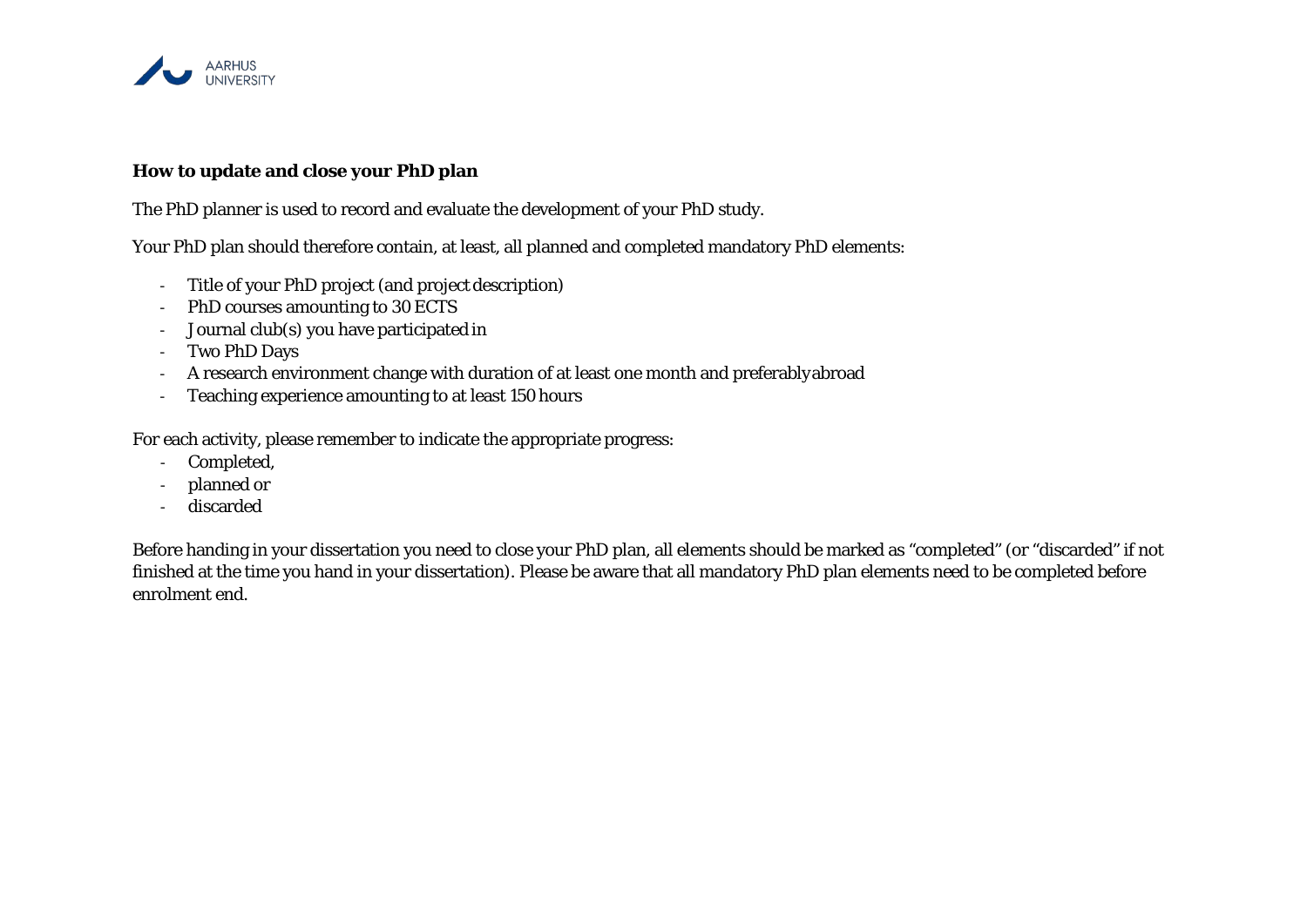**How to update and close your PhD plan**

The PhD planner is used to record and evaluate the development of your PhD study.

Your PhD plan should therefore contain, at least, all planned and completed mandatory PhD elements:

- Title of your PhD project (and project description)
- PhD courses amounting to 30 ECTS
- Journal club(s) you have participated in
- Two PhD Days
- A research environment change with duration of at least one month and preferably abroad
- Teaching experience amounting to at least 150 hours

For each activity, please remember to indicate the appropriate progress:

- Completed,
- planned or
- discarded

Before handing in your dissertation you need to close your PhD plan, all elements should be marked as “completed” (or “discarded” if not finished at the time you hand in your dissertation). Please be aware that all mandatory PhD plan elements need to be completed before enrolment end.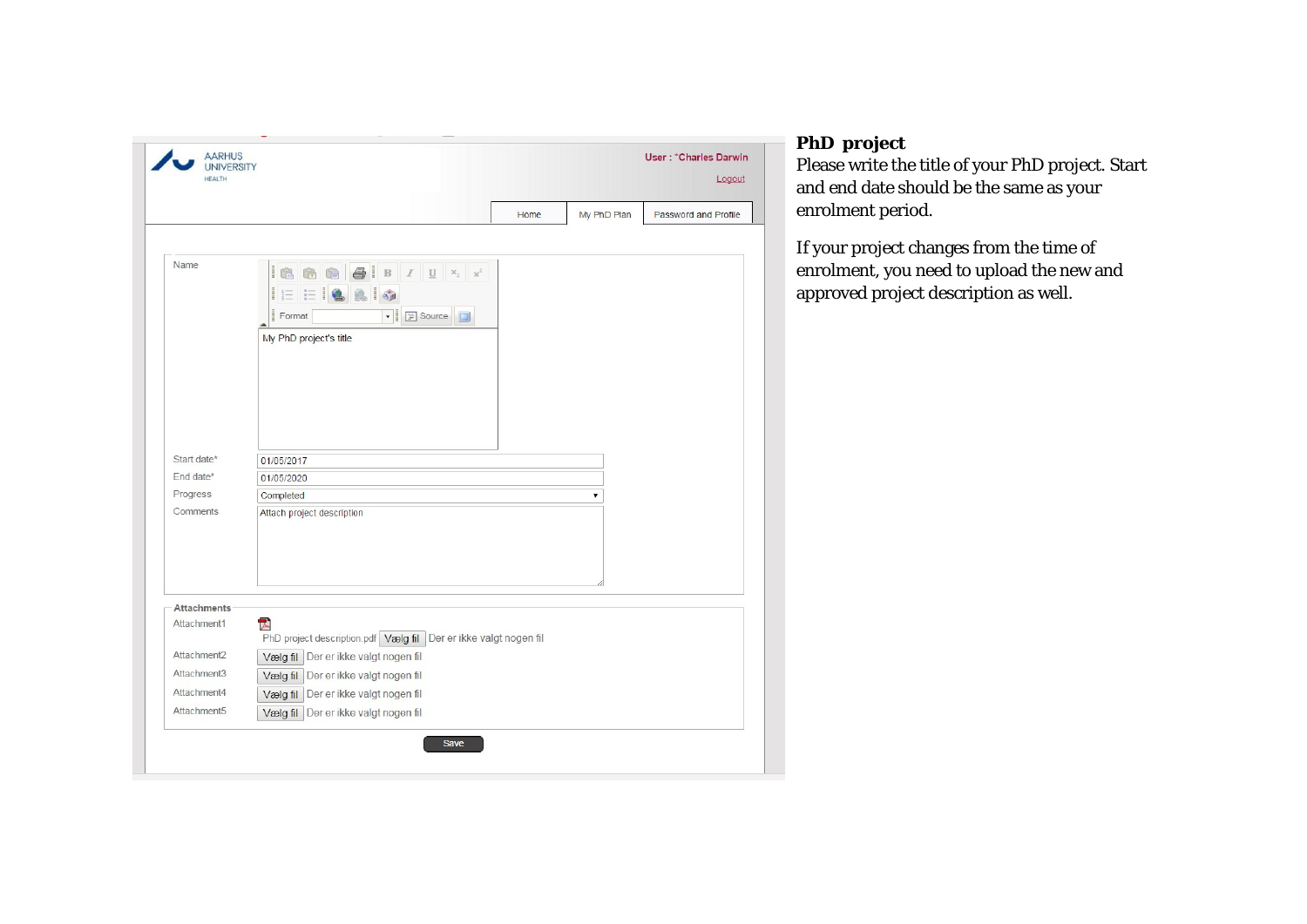AARHUS UNIVERSITY HEALTH

User : *Charles Darwin

Logout

Home | My PhD Plan | Password and Profile

Name

Format | Source

My PhD project's title

Start date* 01/05/2017

End date* 01/05/2020

Progress Completed

Comments Attach project description

**Attachments**

Attachment1 PhD project description.pdf Vælg fil Der er ikke valgt nogen fil

Attachment2 Vælg fil Der er ikke valgt nogen fil

Attachment3 Vælg fil Der er ikke valgt nogen fil

Attachment4 Vælg fil Der er ikke valgt nogen fil

Attachment5 Vælg fil Der er ikke valgt nogen fil

Save

**PhD project**

Please write the title of your PhD project. Start and end date should be the same as your enrolment period.

If your project changes from the time of enrolment, you need to upload the new and approved project description as well.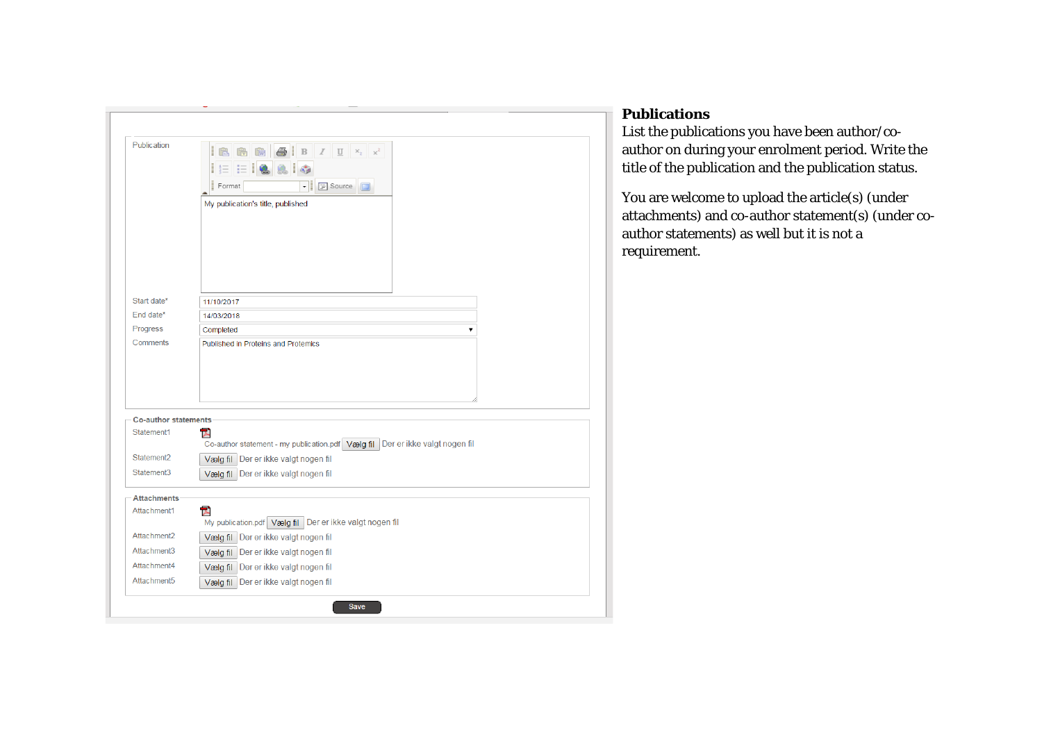Publication

My publication's title, published

Start date* 11/10/2017

End date* 14/03/2018

Progress Completed

Comments Published in Proteins and Protemics

**Co-author statements**

Statement1 Co-author statement - my publication.pdf Vælg fil Der er ikke valgt nogen fil

Statement2 Vælg fil Der er ikke valgt nogen fil

Statement3 Vælg fil Der er ikke valgt nogen fil

**Attachments**

Attachment1 My publication.pdf Vælg fil Der er ikke valgt nogen fil

Attachment2 Vælg fil Der er ikke valgt nogen fil

Attachment3 Vælg fil Der er ikke valgt nogen fil

Attachment4 Vælg fil Der er ikke valgt nogen fil

Attachment5 Vælg fil Der er ikke valgt nogen fil

Save

## Publications

List the publications you have been author/co-author on during your enrolment period. Write the title of the publication and the publication status.

You are welcome to upload the article(s) (under attachments) and co-author statement(s) (under co-author statements) as well but it is not a requirement.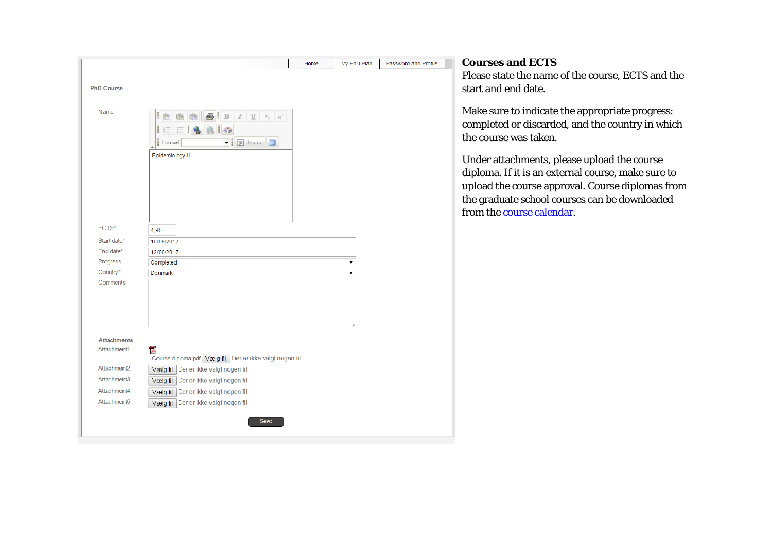Home | My PhD Plan | Password and Profile

PhD Course

Name

Format | Source

Epidemiology II

ECTS* 4,90

Start date* 10/06/2017

End date* 12/06/2017

Progress Completed

Country* Denmark

Comments

**Attachments**

Attachment1 Course diploma.pdf Vælg fil Der er ikke valgt nogen fil

Attachment2 Vælg fil Der er ikke valgt nogen fil

Attachment3 Vælg fil Der er ikke valgt nogen fil

Attachment4 Vælg fil Der er ikke valgt nogen fil

Attachment5 Vælg fil Der er ikke valgt nogen fil

Save

## Courses and ECTS

Please state the name of the course, ECTS and the start and end date.

Make sure to indicate the appropriate progress: completed or discarded, and the country in which the course was taken.

Under attachments, please upload the course diploma. If it is an external course, make sure to upload the course approval. Course diplomas from the graduate school courses can be downloaded from the course calendar.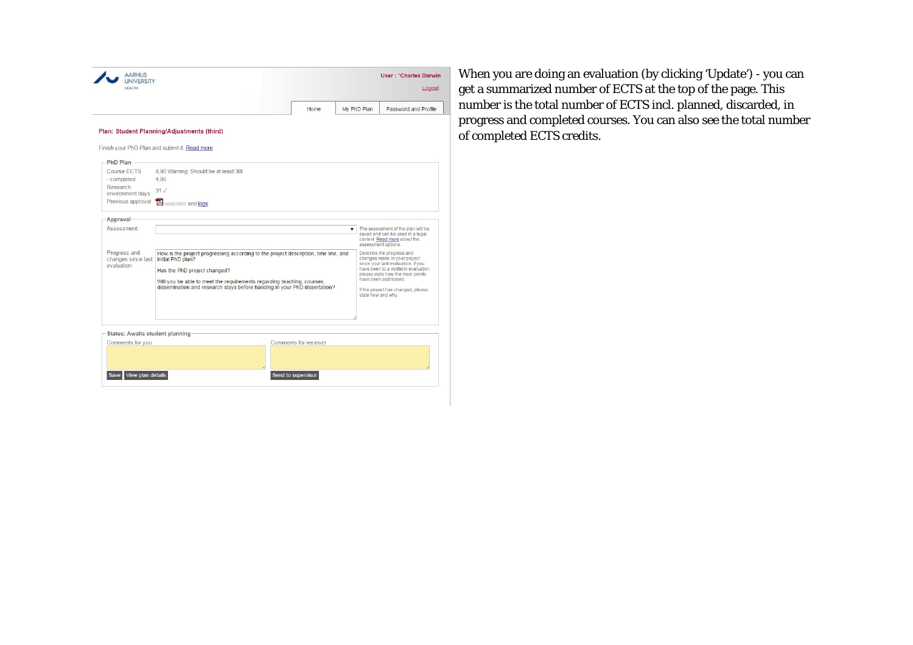AARHUS UNIVERSITY
HEALTH

User : "Charles Darwin

Logout

Home | My PhD Plan | Password and Profile

Plan: Student Planning/Adjustments (third)

Finish your PhD Plan and submit it. Read more

**PhD Plan**

| | |
|---|---|
| Course ECTS | 4,90 Warning: Should be at least 30! |
| - completed | 4,90 |
| Research environment days | 31 ✓ |
| Previous approval | snapshot and logs |

**Approval**

Assessment

The assessment of the plan will be saved and can be used in a legal context. Read more about the assessment options.

Progress and changes since last evaluation

How is the project progressing according to the project description, time line, and initial PhD plan?

Has the PhD project changed?

Will you be able to meet the requirements regarding teaching, courses, dissemination and research stays before handing in your PhD dissertation?

Describe the progress and changes made in your project since your last evaluation. If you have been to a midterm evaluation please state how the main points have been addressed.

If the project has changed, please state how and why.

**Status: Awaits student planning**

Comments for you

Comments for receiver

Save | View plan details | Send to supervisor

When you are doing an evaluation (by clicking 'Update') - you can get a summarized number of ECTS at the top of the page. This number is the total number of ECTS incl. planned, discarded, in progress and completed courses. You can also see the total number of completed ECTS credits.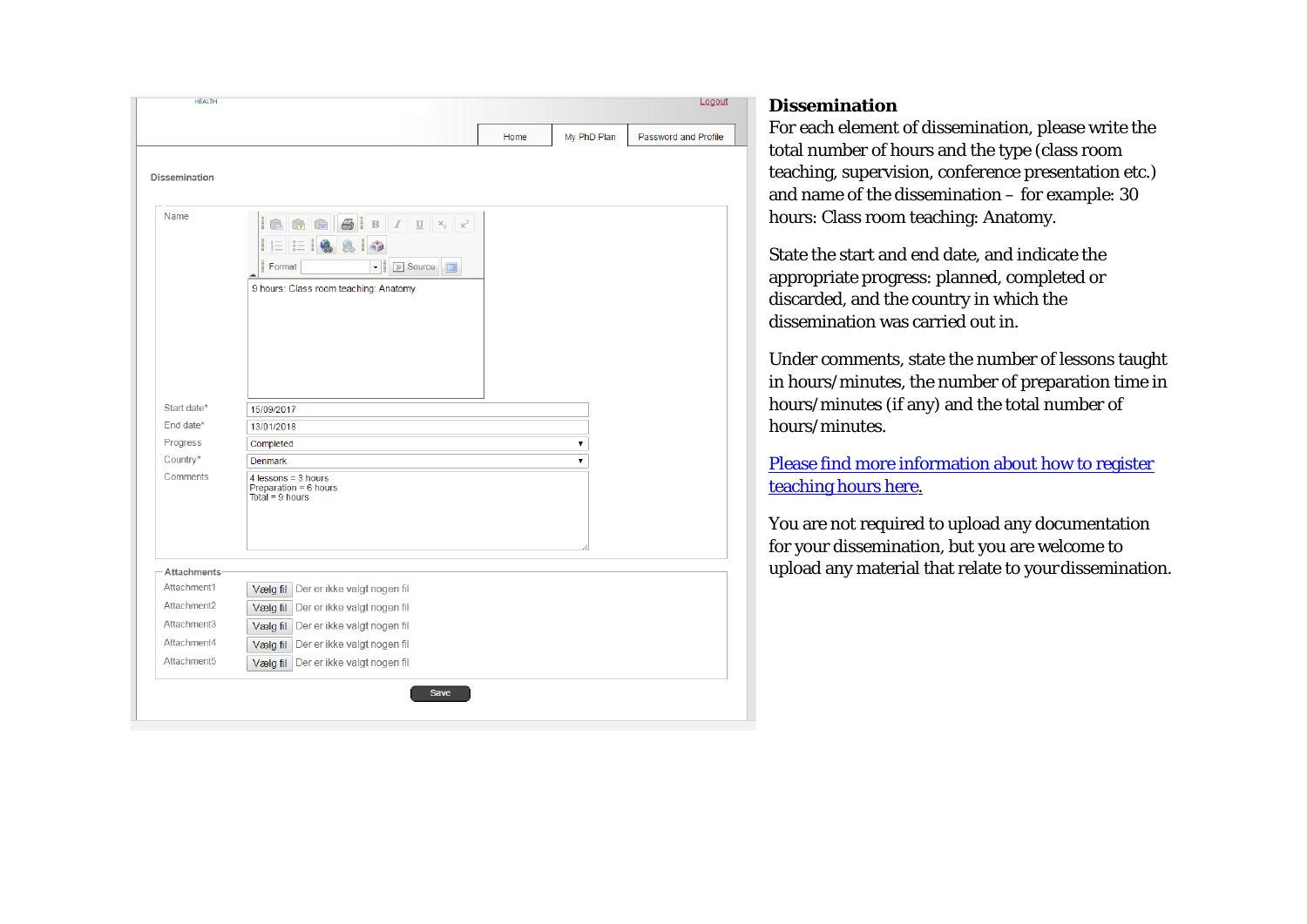HEALTH

Logout

Home | My PhD Plan | Password and Profile

Dissemination

Name

Format | Source

9 hours: Class room teaching: Anatomy

Start date* 15/09/2017

End date* 13/01/2018

Progress Completed

Country* Denmark

Comments
4 lessons = 3 hours
Preparation = 6 hours
Total = 9 hours

Attachments

Attachment1 Vælg fil Der er ikke valgt nogen fil

Attachment2 Vælg fil Der er ikke valgt nogen fil

Attachment3 Vælg fil Der er ikke valgt nogen fil

Attachment4 Vælg fil Der er ikke valgt nogen fil

Attachment5 Vælg fil Der er ikke valgt nogen fil

Save

## Dissemination

For each element of dissemination, please write the total number of hours and the type (class room teaching, supervision, conference presentation etc.) and name of the dissemination – for example: 30 hours: Class room teaching: Anatomy.

State the start and end date, and indicate the appropriate progress: planned, completed or discarded, and the country in which the dissemination was carried out in.

Under comments, state the number of lessons taught in hours/minutes, the number of preparation time in hours/minutes (if any) and the total number of hours/minutes.

Please find more information about how to register teaching hours here.

You are not required to upload any documentation for your dissemination, but you are welcome to upload any material that relate to your dissemination.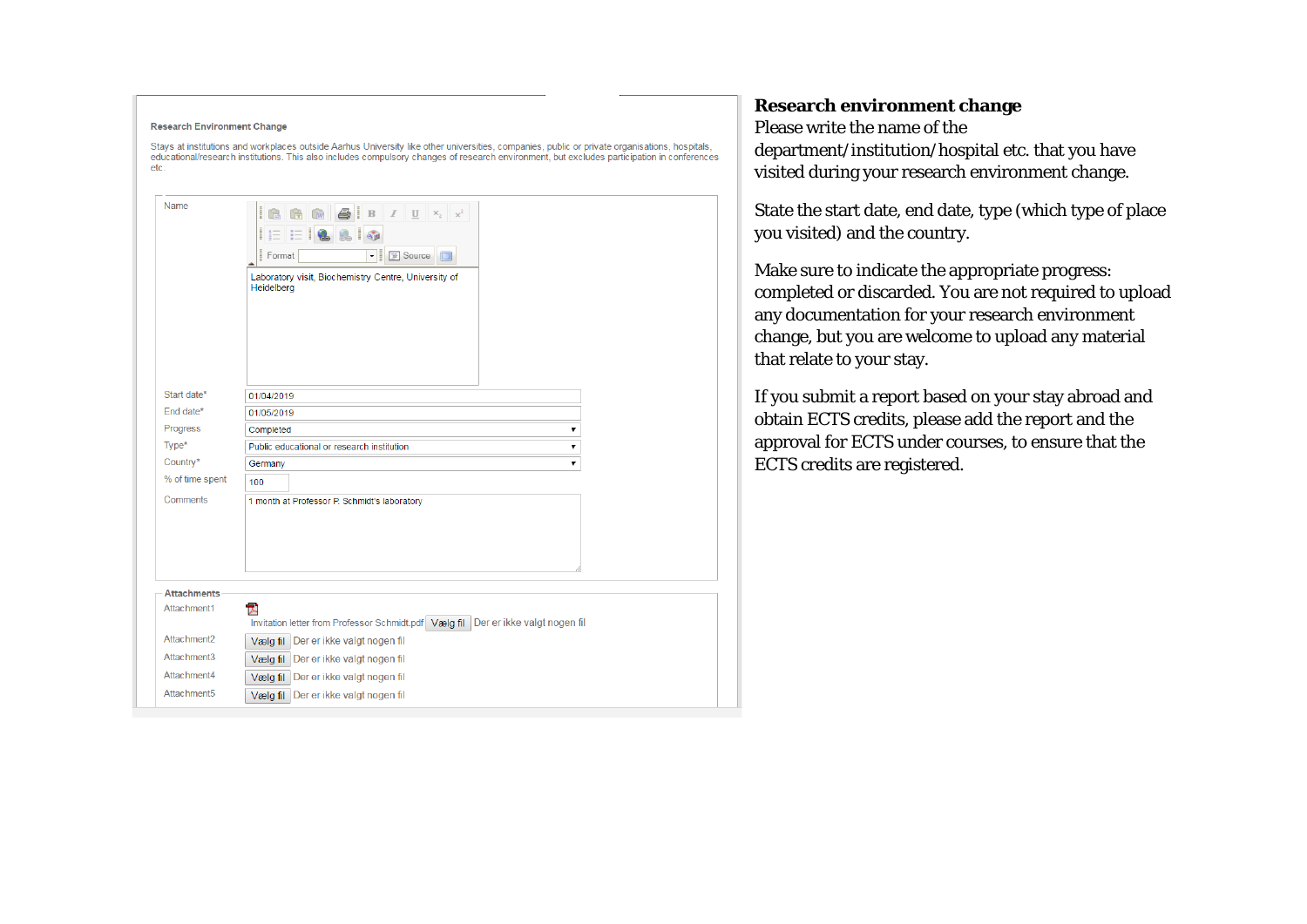**Research Environment Change**

Stays at institutions and workplaces outside Aarhus University like other universities, companies, public or private organisations, hospitals, educational/research institutions. This also includes compulsory changes of research environment, but excludes participation in conferences etc.

| Field | Value |
| --- | --- |
| Name | Laboratory visit, Biochemistry Centre, University of Heidelberg |
| Start date* | 01/04/2019 |
| End date* | 01/05/2019 |
| Progress | Completed |
| Type* | Public educational or research institution |
| Country* | Germany |
| % of time spent | 100 |
| Comments | 1 month at Professor P. Schmidt's laboratory |

**Attachments**

| Attachment | File |
| --- | --- |
| Attachment1 | Invitation letter from Professor Schmidt.pdf — Vælg fil — Der er ikke valgt nogen fil |
| Attachment2 | Vælg fil — Der er ikke valgt nogen fil |
| Attachment3 | Vælg fil — Der er ikke valgt nogen fil |
| Attachment4 | Vælg fil — Der er ikke valgt nogen fil |
| Attachment5 | Vælg fil — Der er ikke valgt nogen fil |

## Research environment change

Please write the name of the department/institution/hospital etc. that you have visited during your research environment change.

State the start date, end date, type (which type of place you visited) and the country.

Make sure to indicate the appropriate progress: completed or discarded. You are not required to upload any documentation for your research environment change, but you are welcome to upload any material that relate to your stay.

If you submit a report based on your stay abroad and obtain ECTS credits, please add the report and the approval for ECTS under courses, to ensure that the ECTS credits are registered.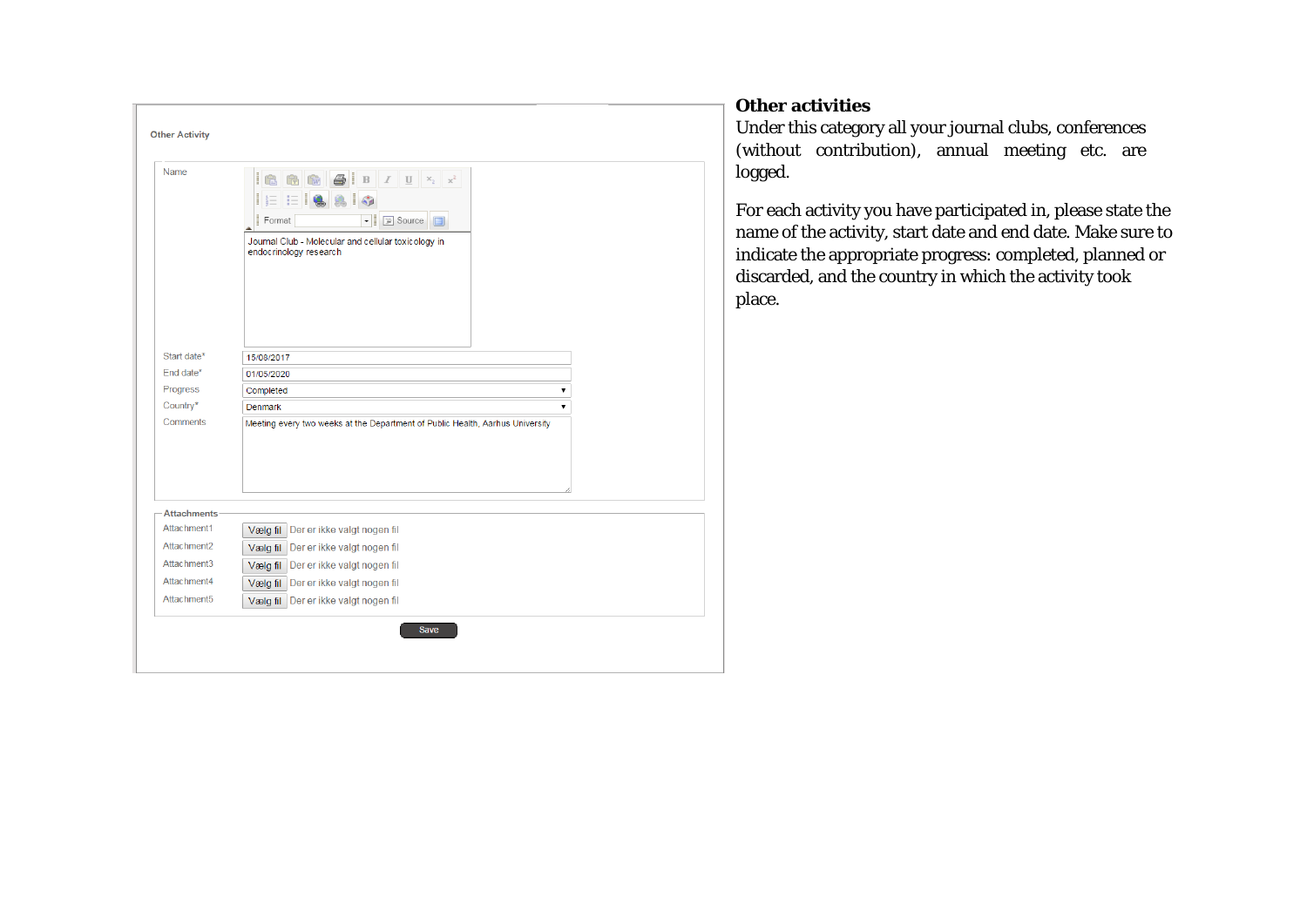Other Activity

| | |
|---|---|
| Name | Journal Club - Molecular and cellular toxicology in endocrinology research |
| Start date* | 15/08/2017 |
| End date* | 01/05/2020 |
| Progress | Completed |
| Country* | Denmark |
| Comments | Meeting every two weeks at the Department of Public Health, Aarhus University |

**Attachments**

| | |
|---|---|
| Attachment1 | Vælg fil Der er ikke valgt nogen fil |
| Attachment2 | Vælg fil Der er ikke valgt nogen fil |
| Attachment3 | Vælg fil Der er ikke valgt nogen fil |
| Attachment4 | Vælg fil Der er ikke valgt nogen fil |
| Attachment5 | Vælg fil Der er ikke valgt nogen fil |

Save

## Other activities

Under this category all your journal clubs, conferences (without contribution), annual meeting etc. are logged.

For each activity you have participated in, please state the name of the activity, start date and end date. Make sure to indicate the appropriate progress: completed, planned or discarded, and the country in which the activity took place.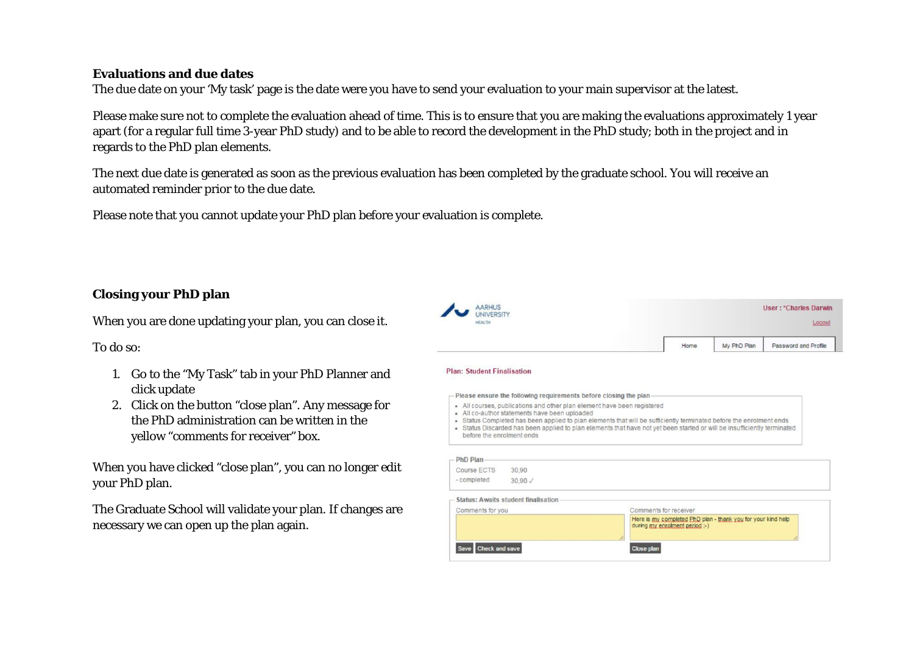**Evaluations and due dates**

The due date on your 'My task' page is the date were you have to send your evaluation to your main supervisor at the latest.

Please make sure not to complete the evaluation ahead of time. This is to ensure that you are making the evaluations approximately 1 year apart (for a regular full time 3-year PhD study) and to be able to record the development in the PhD study; both in the project and in regards to the PhD plan elements.

The next due date is generated as soon as the previous evaluation has been completed by the graduate school. You will receive an automated reminder prior to the due date.

Please note that you cannot update your PhD plan before your evaluation is complete.

**Closing your PhD plan**

When you are done updating your plan, you can close it.

To do so:

1. Go to the "My Task" tab in your PhD Planner and click update
2. Click on the button "close plan". Any message for the PhD administration can be written in the yellow "comments for receiver" box.

When you have clicked "close plan", you can no longer edit your PhD plan.

The Graduate School will validate your plan. If changes are necessary we can open up the plan again.